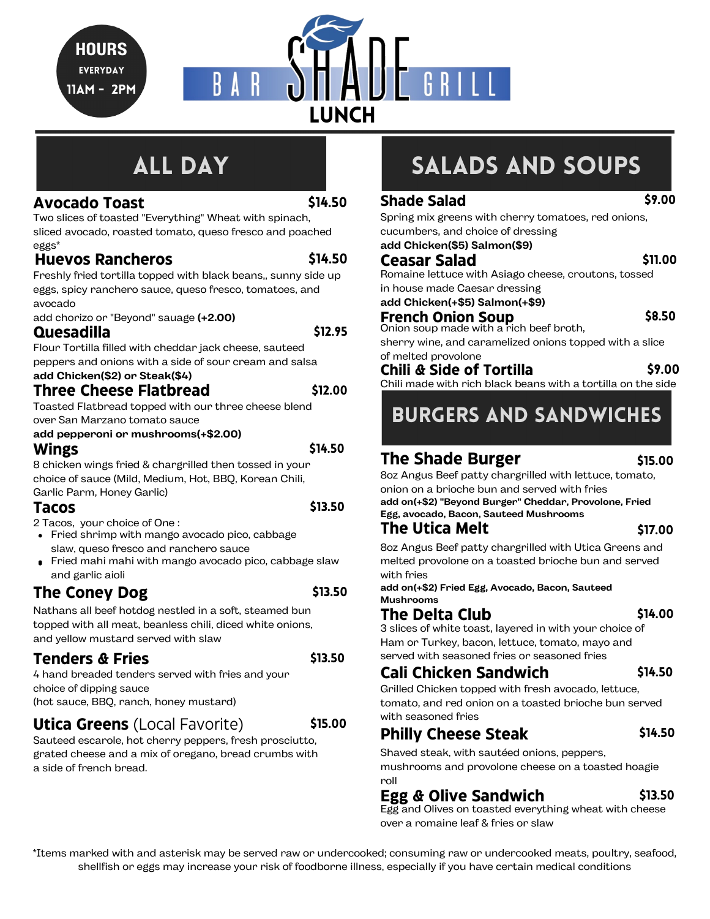**HOURS**
**EVERYDAY**
**11AM - 2PM**

# BAR SHADE GRILL

## LUNCH

## ALL DAY

### Avocado Toast — $14.50
Two slices of toasted "Everything" Wheat with spinach, sliced avocado, roasted tomato, queso fresco and poached eggs*

### Huevos Rancheros — $14.50
Freshly fried tortilla topped with black beans,, sunny side up eggs, spicy ranchero sauce, queso fresco, tomatoes, and avocado
add chorizo or "Beyond" sauage **(+2.00)**

### Quesadilla — $12.95
Flour Tortilla filled with cheddar jack cheese, sauteed peppers and onions with a side of sour cream and salsa
**add Chicken($2) or Steak($4)**

### Three Cheese Flatbread — $12.00
Toasted Flatbread topped with our three cheese blend over San Marzano tomato sauce
**add pepperoni or mushrooms(+$2.00)**

### Wings — $14.50
8 chicken wings fried & chargrilled then tossed in your choice of sauce (Mild, Medium, Hot, BBQ, Korean Chili, Garlic Parm, Honey Garlic)

### Tacos — $13.50
2 Tacos, your choice of One :
- Fried shrimp with mango avocado pico, cabbage slaw, queso fresco and ranchero sauce
- Fried mahi mahi with mango avocado pico, cabbage slaw and garlic aioli

### The Coney Dog — $13.50
Nathans all beef hotdog nestled in a soft, steamed bun topped with all meat, beanless chili, diced white onions, and yellow mustard served with slaw

### Tenders & Fries — $13.50
4 hand breaded tenders served with fries and your choice of dipping sauce
(hot sauce, BBQ, ranch, honey mustard)

### Utica Greens (Local Favorite) — $15.00
Sauteed escarole, hot cherry peppers, fresh prosciutto, grated cheese and a mix of oregano, bread crumbs with a side of french bread.

## SALADS AND SOUPS

### Shade Salad — $9.00
Spring mix greens with cherry tomatoes, red onions, cucumbers, and choice of dressing
**add Chicken($5) Salmon($9)**

### Ceasar Salad — $11.00
Romaine lettuce with Asiago cheese, croutons, tossed in house made Caesar dressing
**add Chicken(+$5) Salmon(+$9)**

### French Onion Soup — $8.50
Onion soup made with a rich beef broth, sherry wine, and caramelized onions topped with a slice of melted provolone

### Chili & Side of Tortilla — $9.00
Chili made with rich black beans with a tortilla on the side

## BURGERS AND SANDWICHES

### The Shade Burger — $15.00
8oz Angus Beef patty chargrilled with lettuce, tomato, onion on a brioche bun and served with fries
**add on(+$2) "Beyond Burger" Cheddar, Provolone, Fried Egg, avocado, Bacon, Sauteed Mushrooms**

### The Utica Melt — $17.00
8oz Angus Beef patty chargrilled with Utica Greens and melted provolone on a toasted brioche bun and served with fries
**add on(+$2) Fried Egg, Avocado, Bacon, Sauteed Mushrooms**

### The Delta Club — $14.00
3 slices of white toast, layered in with your choice of Ham or Turkey, bacon, lettuce, tomato, mayo and served with seasoned fries or seasoned fries

### Cali Chicken Sandwich — $14.50
Grilled Chicken topped with fresh avocado, lettuce, tomato, and red onion on a toasted brioche bun served with seasoned fries

### Philly Cheese Steak — $14.50
Shaved steak, with sautéed onions, peppers, mushrooms and provolone cheese on a toasted hoagie roll

### Egg & Olive Sandwich — $13.50
Egg and Olives on toasted everything wheat with cheese over a romaine leaf & fries or slaw

*Items marked with and asterisk may be served raw or undercooked; consuming raw or undercooked meats, poultry, seafood, shellfish or eggs may increase your risk of foodborne illness, especially if you have certain medical conditions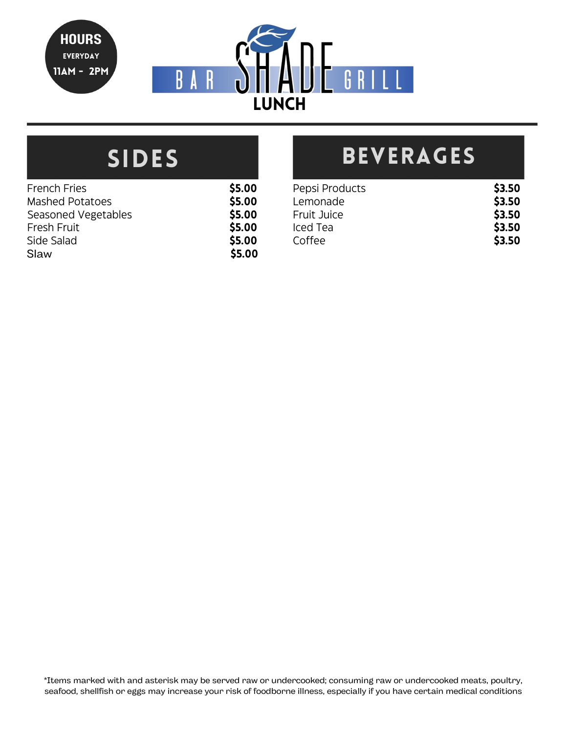**HOURS**
EVERYDAY
11AM - 2PM

# BAR SHADE GRILL

## LUNCH

## SIDES

| | |
|---|---|
| French Fries | **$5.00** |
| Mashed Potatoes | **$5.00** |
| Seasoned Vegetables | **$5.00** |
| Fresh Fruit | **$5.00** |
| Side Salad | **$5.00** |
| Slaw | **$5.00** |

## BEVERAGES

| | |
|---|---|
| Pepsi Products | **$3.50** |
| Lemonade | **$3.50** |
| Fruit Juice | **$3.50** |
| Iced Tea | **$3.50** |
| Coffee | **$3.50** |

*Items marked with and asterisk may be served raw or undercooked; consuming raw or undercooked meats, poultry, seafood, shellfish or eggs may increase your risk of foodborne illness, especially if you have certain medical conditions